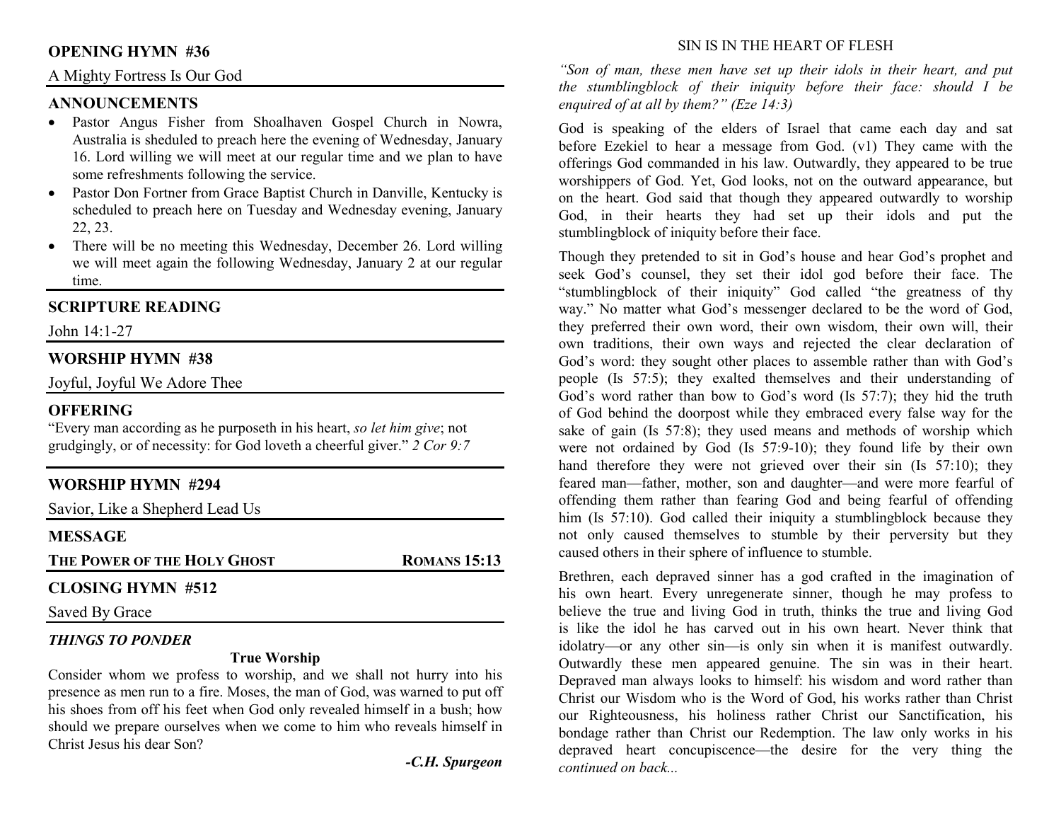## OPENING HYMN #36

A Mighty Fortress Is Our God

## ANNOUNCEMENTS

- Pastor Angus Fisher from Shoalhaven Gospel Church in Nowra, Australia is sheduled to preach here the evening of Wednesday, January 16. Lord willing we will meet at our regular time and we plan to have some refreshments following the service.
- Pastor Don Fortner from Grace Baptist Church in Danville, Kentucky is scheduled to preach here on Tuesday and Wednesday evening, January 22, 23.
- There will be no meeting this Wednesday, December 26. Lord willing we will meet again the following Wednesday, January 2 at our regular time.

## SCRIPTURE READING

John 14:1-27

## WORSHIP HYMN #38

Joyful, Joyful We Adore Thee

## OFFERING

"Every man according as he purposeth in his heart, *so let him give*; not grudgingly, or of necessity: for God loveth a cheerful giver." *2 Cor 9:7*

## WORSHIP HYMN #294

Savior, Like a Shepherd Lead Us

## MESSAGE

**THE POWER OF THE HOLY GHOST** **ROMANS 15:13**

## CLOSING HYMN #512

Saved By Grace

### *THINGS TO PONDER*

**True Worship**

Consider whom we profess to worship, and we shall not hurry into his presence as men run to a fire. Moses, the man of God, was warned to put off his shoes from off his feet when God only revealed himself in a bush; how should we prepare ourselves when we come to him who reveals himself in Christ Jesus his dear Son?

***-C.H. Spurgeon***

## SIN IS IN THE HEART OF FLESH

*"Son of man, these men have set up their idols in their heart, and put the stumblingblock of their iniquity before their face: should I be enquired of at all by them?" (Eze 14:3)*

God is speaking of the elders of Israel that came each day and sat before Ezekiel to hear a message from God. (v1) They came with the offerings God commanded in his law. Outwardly, they appeared to be true worshippers of God. Yet, God looks, not on the outward appearance, but on the heart. God said that though they appeared outwardly to worship God, in their hearts they had set up their idols and put the stumblingblock of iniquity before their face.

Though they pretended to sit in God's house and hear God's prophet and seek God's counsel, they set their idol god before their face. The "stumblingblock of their iniquity" God called "the greatness of thy way." No matter what God's messenger declared to be the word of God, they preferred their own word, their own wisdom, their own will, their own traditions, their own ways and rejected the clear declaration of God's word: they sought other places to assemble rather than with God's people (Is 57:5); they exalted themselves and their understanding of God's word rather than bow to God's word (Is 57:7); they hid the truth of God behind the doorpost while they embraced every false way for the sake of gain (Is 57:8); they used means and methods of worship which were not ordained by God (Is 57:9-10); they found life by their own hand therefore they were not grieved over their sin (Is 57:10); they feared man—father, mother, son and daughter—and were more fearful of offending them rather than fearing God and being fearful of offending him (Is 57:10). God called their iniquity a stumblingblock because they not only caused themselves to stumble by their perversity but they caused others in their sphere of influence to stumble.

Brethren, each depraved sinner has a god crafted in the imagination of his own heart. Every unregenerate sinner, though he may profess to believe the true and living God in truth, thinks the true and living God is like the idol he has carved out in his own heart. Never think that idolatry—or any other sin—is only sin when it is manifest outwardly. Outwardly these men appeared genuine. The sin was in their heart. Depraved man always looks to himself: his wisdom and word rather than Christ our Wisdom who is the Word of God, his works rather than Christ our Righteousness, his holiness rather Christ our Sanctification, his bondage rather than Christ our Redemption. The law only works in his depraved heart concupiscence—the desire for the very thing the *continued on back...*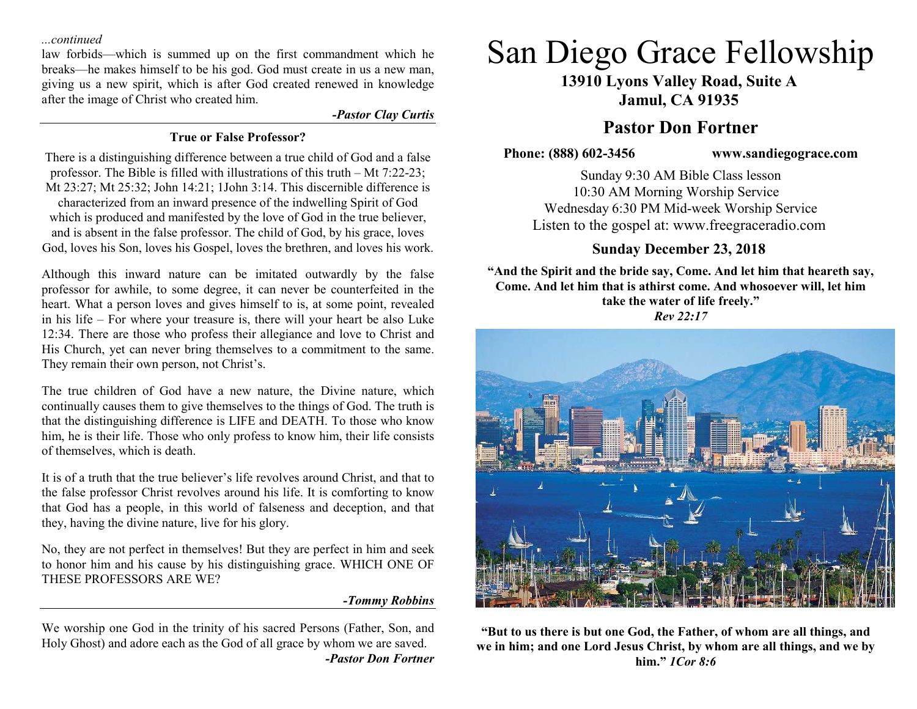*...continued*

law forbids—which is summed up on the first commandment which he breaks—he makes himself to be his god. God must create in us a new man, giving us a new spirit, which is after God created renewed in knowledge after the image of Christ who created him.

***-Pastor Clay Curtis***

### True or False Professor?

There is a distinguishing difference between a true child of God and a false professor. The Bible is filled with illustrations of this truth – Mt 7:22-23; Mt 23:27; Mt 25:32; John 14:21; 1John 3:14. This discernible difference is characterized from an inward presence of the indwelling Spirit of God which is produced and manifested by the love of God in the true believer, and is absent in the false professor. The child of God, by his grace, loves God, loves his Son, loves his Gospel, loves the brethren, and loves his work.

Although this inward nature can be imitated outwardly by the false professor for awhile, to some degree, it can never be counterfeited in the heart. What a person loves and gives himself to is, at some point, revealed in his life – For where your treasure is, there will your heart be also Luke 12:34. There are those who profess their allegiance and love to Christ and His Church, yet can never bring themselves to a commitment to the same. They remain their own person, not Christ's.

The true children of God have a new nature, the Divine nature, which continually causes them to give themselves to the things of God. The truth is that the distinguishing difference is LIFE and DEATH. To those who know him, he is their life. Those who only profess to know him, their life consists of themselves, which is death.

It is of a truth that the true believer's life revolves around Christ, and that to the false professor Christ revolves around his life. It is comforting to know that God has a people, in this world of falseness and deception, and that they, having the divine nature, live for his glory.

No, they are not perfect in themselves! But they are perfect in him and seek to honor him and his cause by his distinguishing grace. WHICH ONE OF THESE PROFESSORS ARE WE?

***-Tommy Robbins***

We worship one God in the trinity of his sacred Persons (Father, Son, and Holy Ghost) and adore each as the God of all grace by whom we are saved.

***-Pastor Don Fortner***

# San Diego Grace Fellowship

**13910 Lyons Valley Road, Suite A**
**Jamul, CA 91935**

## Pastor Don Fortner

**Phone: (888) 602-3456** **www.sandiegograce.com**

Sunday 9:30 AM Bible Class lesson
10:30 AM Morning Worship Service
Wednesday 6:30 PM Mid-week Worship Service
Listen to the gospel at: www.freegraceradio.com

### Sunday December 23, 2018

**"And the Spirit and the bride say, Come. And let him that heareth say, Come. And let him that is athirst come. And whosoever will, let him take the water of life freely."** ***Rev 22:17***

**"But to us there is but one God, the Father, of whom are all things, and we in him; and one Lord Jesus Christ, by whom are all things, and we by him."** ***1Cor 8:6***